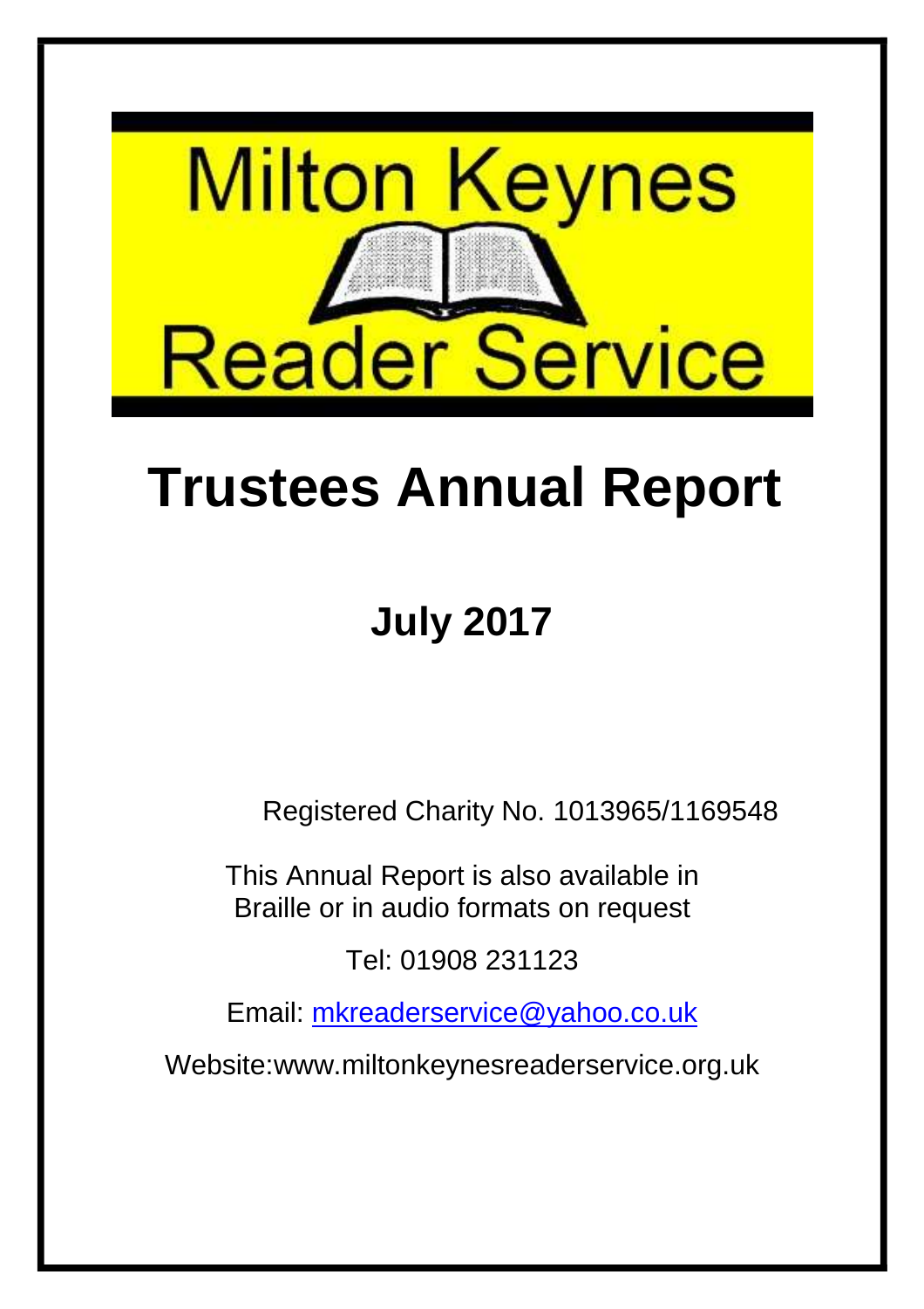# Milton Keynes Reader Service

# Trustees Annual Report

## July 2017

Registered Charity No. 1013965/1169548

This Annual Report is also available in Braille or in audio formats on request

Tel: 01908 231123

Email: mkreaderservice@yahoo.co.uk

Website:www.miltonkeynesreaderservice.org.uk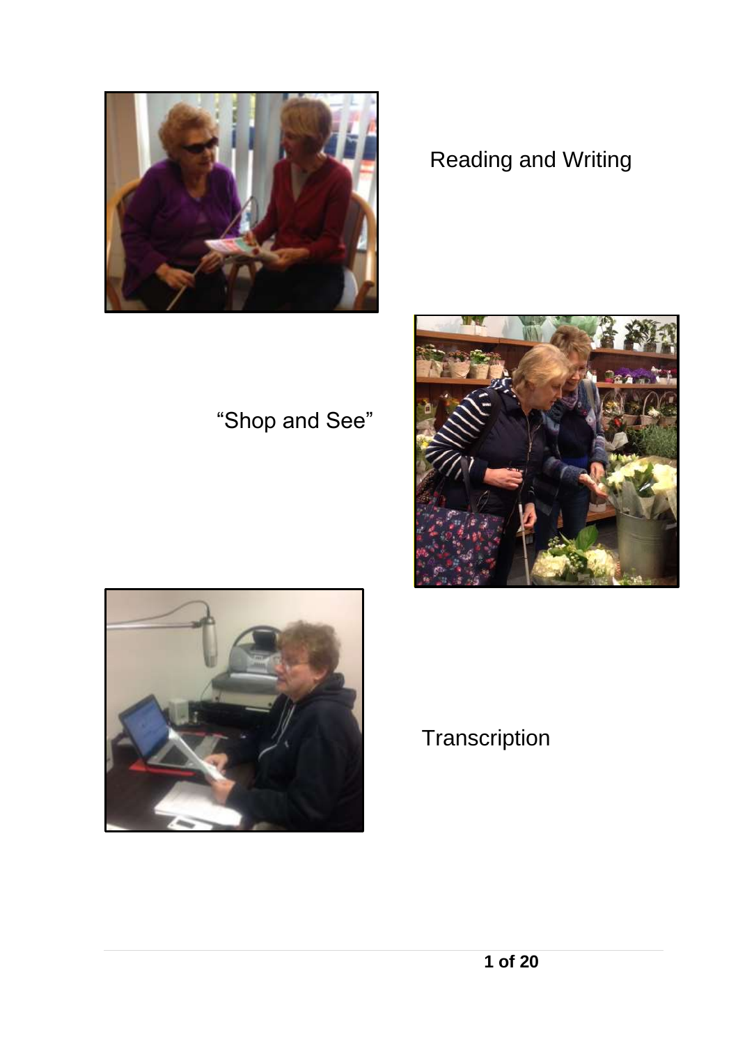Reading and Writing

“Shop and See”

Transcription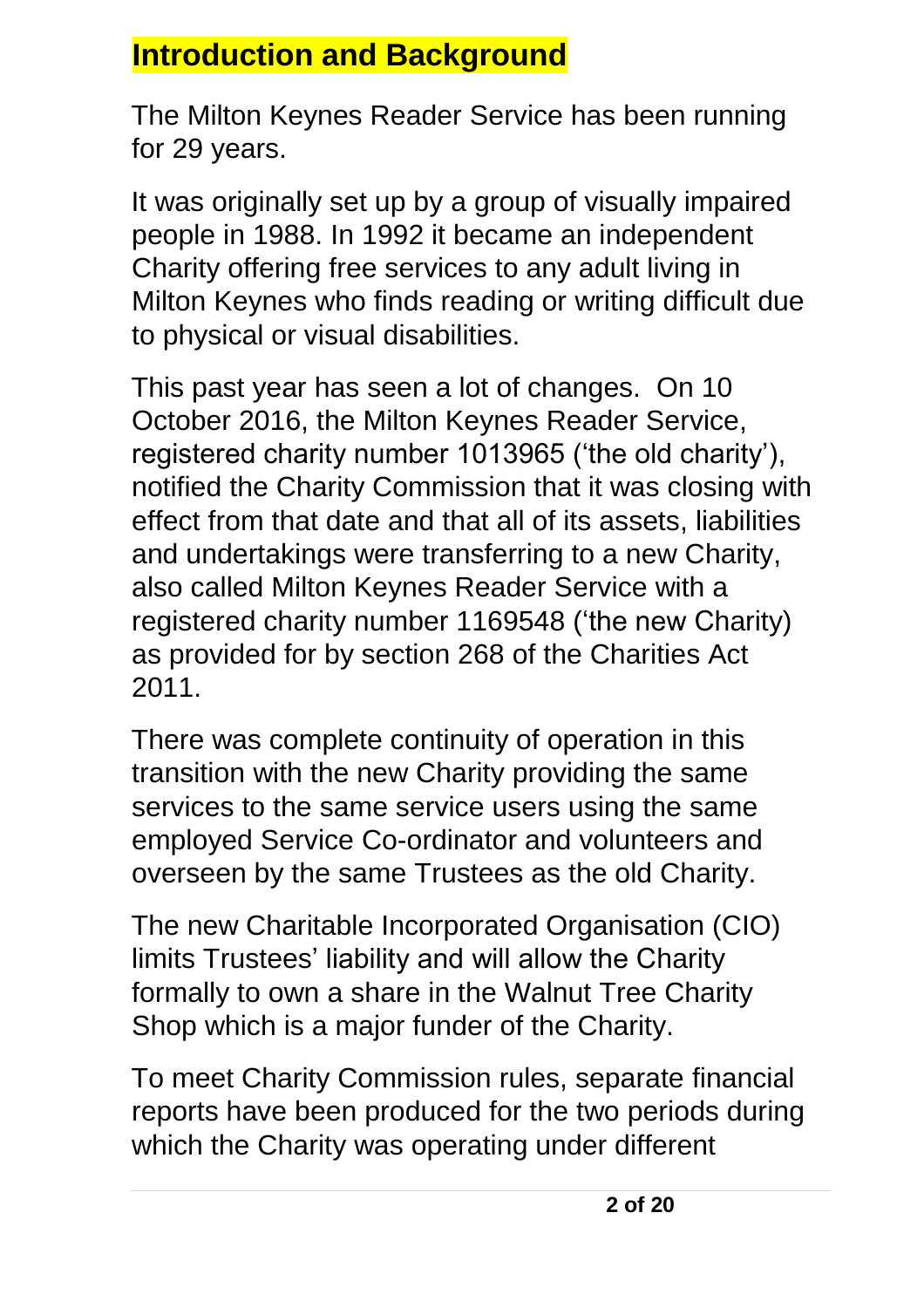## Introduction and Background

The Milton Keynes Reader Service has been running for 29 years.

It was originally set up by a group of visually impaired people in 1988. In 1992 it became an independent Charity offering free services to any adult living in Milton Keynes who finds reading or writing difficult due to physical or visual disabilities.

This past year has seen a lot of changes. On 10 October 2016, the Milton Keynes Reader Service, registered charity number 1013965 ('the old charity'), notified the Charity Commission that it was closing with effect from that date and that all of its assets, liabilities and undertakings were transferring to a new Charity, also called Milton Keynes Reader Service with a registered charity number 1169548 ('the new Charity) as provided for by section 268 of the Charities Act 2011.

There was complete continuity of operation in this transition with the new Charity providing the same services to the same service users using the same employed Service Co-ordinator and volunteers and overseen by the same Trustees as the old Charity.

The new Charitable Incorporated Organisation (CIO) limits Trustees' liability and will allow the Charity formally to own a share in the Walnut Tree Charity Shop which is a major funder of the Charity.

To meet Charity Commission rules, separate financial reports have been produced for the two periods during which the Charity was operating under different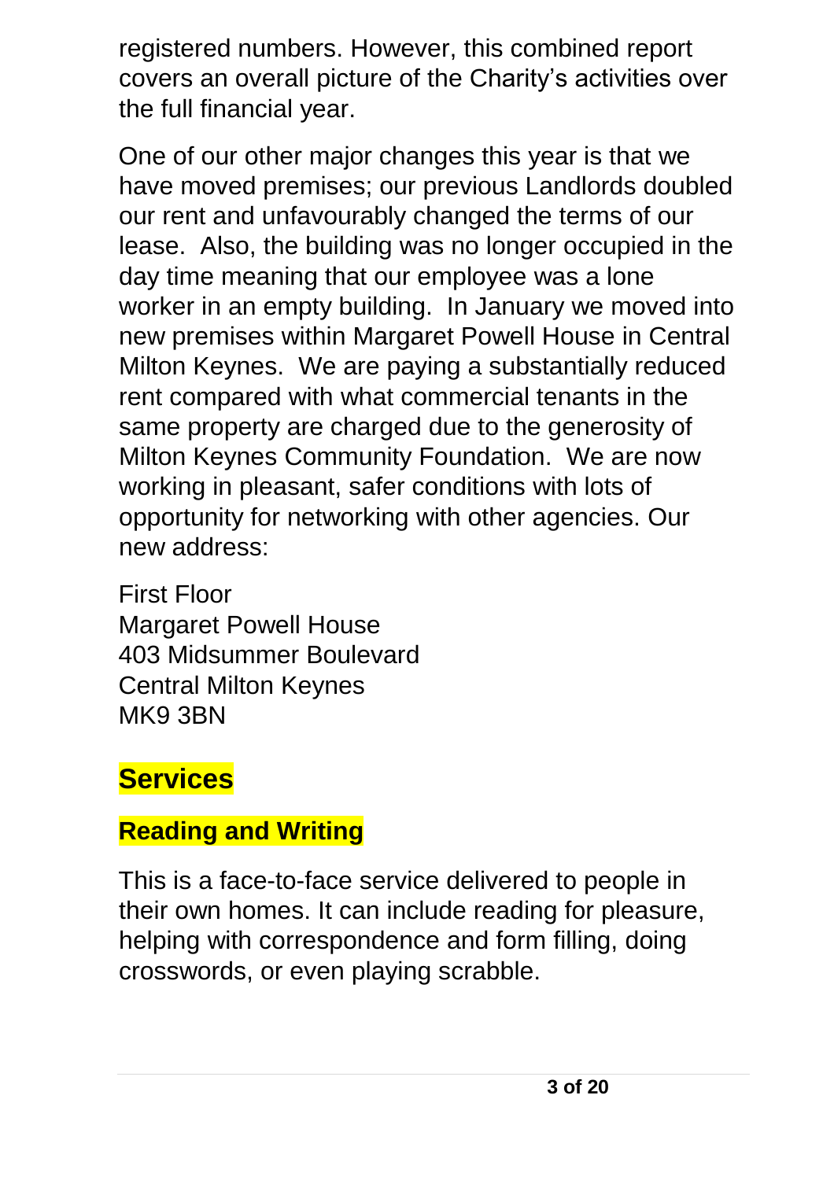registered numbers. However, this combined report covers an overall picture of the Charity's activities over the full financial year.

One of our other major changes this year is that we have moved premises; our previous Landlords doubled our rent and unfavourably changed the terms of our lease. Also, the building was no longer occupied in the day time meaning that our employee was a lone worker in an empty building. In January we moved into new premises within Margaret Powell House in Central Milton Keynes. We are paying a substantially reduced rent compared with what commercial tenants in the same property are charged due to the generosity of Milton Keynes Community Foundation. We are now working in pleasant, safer conditions with lots of opportunity for networking with other agencies. Our new address:

First Floor
Margaret Powell House
403 Midsummer Boulevard
Central Milton Keynes
MK9 3BN

# Services

## Reading and Writing

This is a face-to-face service delivered to people in their own homes. It can include reading for pleasure, helping with correspondence and form filling, doing crosswords, or even playing scrabble.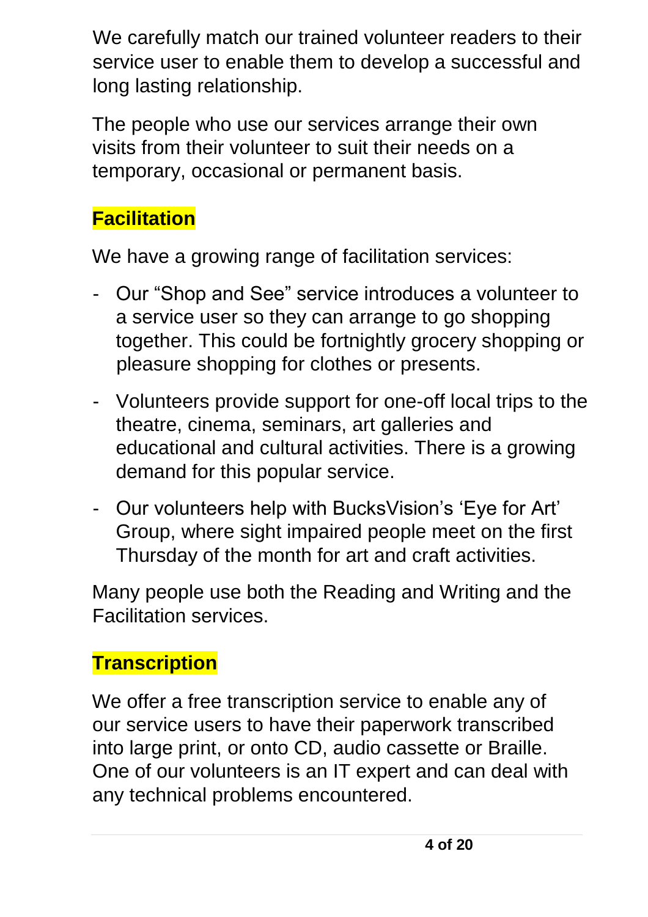We carefully match our trained volunteer readers to their service user to enable them to develop a successful and long lasting relationship.

The people who use our services arrange their own visits from their volunteer to suit their needs on a temporary, occasional or permanent basis.

## Facilitation

We have a growing range of facilitation services:

- Our “Shop and See” service introduces a volunteer to a service user so they can arrange to go shopping together. This could be fortnightly grocery shopping or pleasure shopping for clothes or presents.
- Volunteers provide support for one-off local trips to the theatre, cinema, seminars, art galleries and educational and cultural activities. There is a growing demand for this popular service.
- Our volunteers help with BucksVision’s ‘Eye for Art’ Group, where sight impaired people meet on the first Thursday of the month for art and craft activities.

Many people use both the Reading and Writing and the Facilitation services.

## Transcription

We offer a free transcription service to enable any of our service users to have their paperwork transcribed into large print, or onto CD, audio cassette or Braille. One of our volunteers is an IT expert and can deal with any technical problems encountered.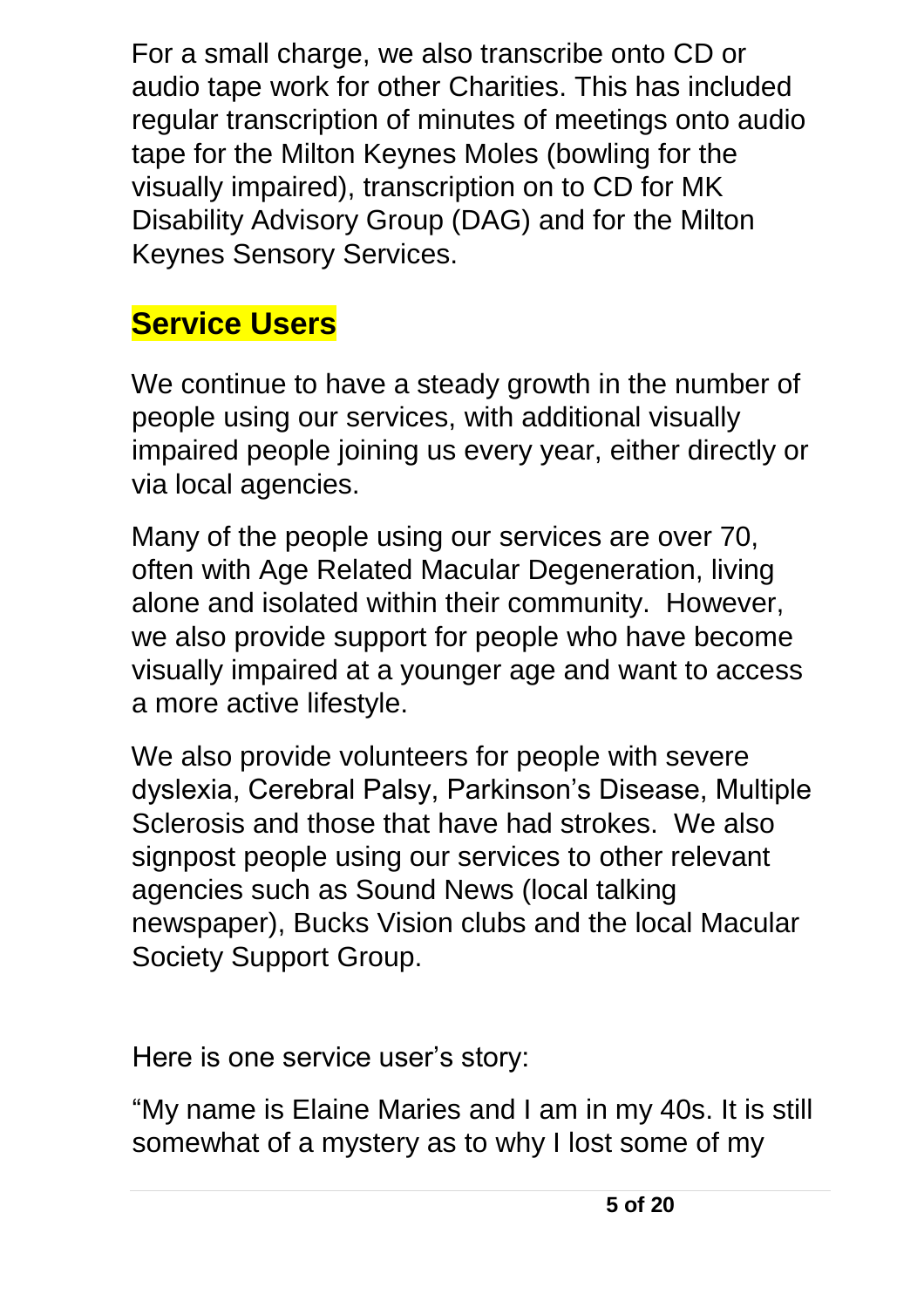For a small charge, we also transcribe onto CD or audio tape work for other Charities. This has included regular transcription of minutes of meetings onto audio tape for the Milton Keynes Moles (bowling for the visually impaired), transcription on to CD for MK Disability Advisory Group (DAG) and for the Milton Keynes Sensory Services.

## Service Users

We continue to have a steady growth in the number of people using our services, with additional visually impaired people joining us every year, either directly or via local agencies.

Many of the people using our services are over 70, often with Age Related Macular Degeneration, living alone and isolated within their community. However, we also provide support for people who have become visually impaired at a younger age and want to access a more active lifestyle.

We also provide volunteers for people with severe dyslexia, Cerebral Palsy, Parkinson's Disease, Multiple Sclerosis and those that have had strokes. We also signpost people using our services to other relevant agencies such as Sound News (local talking newspaper), Bucks Vision clubs and the local Macular Society Support Group.

Here is one service user's story:

"My name is Elaine Maries and I am in my 40s. It is still somewhat of a mystery as to why I lost some of my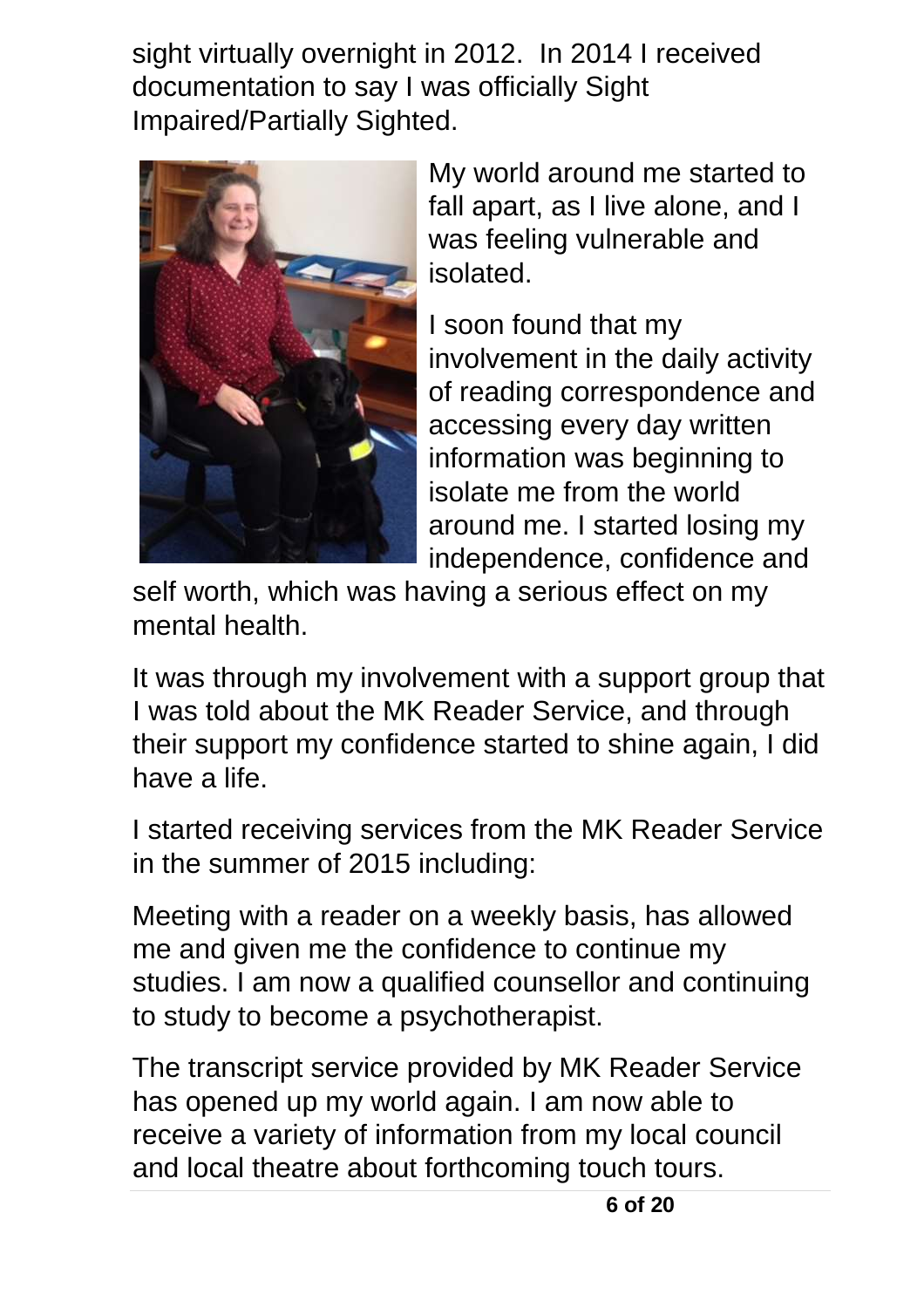sight virtually overnight in 2012. In 2014 I received documentation to say I was officially Sight Impaired/Partially Sighted.

My world around me started to fall apart, as I live alone, and I was feeling vulnerable and isolated.

I soon found that my involvement in the daily activity of reading correspondence and accessing every day written information was beginning to isolate me from the world around me. I started losing my independence, confidence and self worth, which was having a serious effect on my mental health.

It was through my involvement with a support group that I was told about the MK Reader Service, and through their support my confidence started to shine again, I did have a life.

I started receiving services from the MK Reader Service in the summer of 2015 including:

Meeting with a reader on a weekly basis, has allowed me and given me the confidence to continue my studies. I am now a qualified counsellor and continuing to study to become a psychotherapist.

The transcript service provided by MK Reader Service has opened up my world again. I am now able to receive a variety of information from my local council and local theatre about forthcoming touch tours.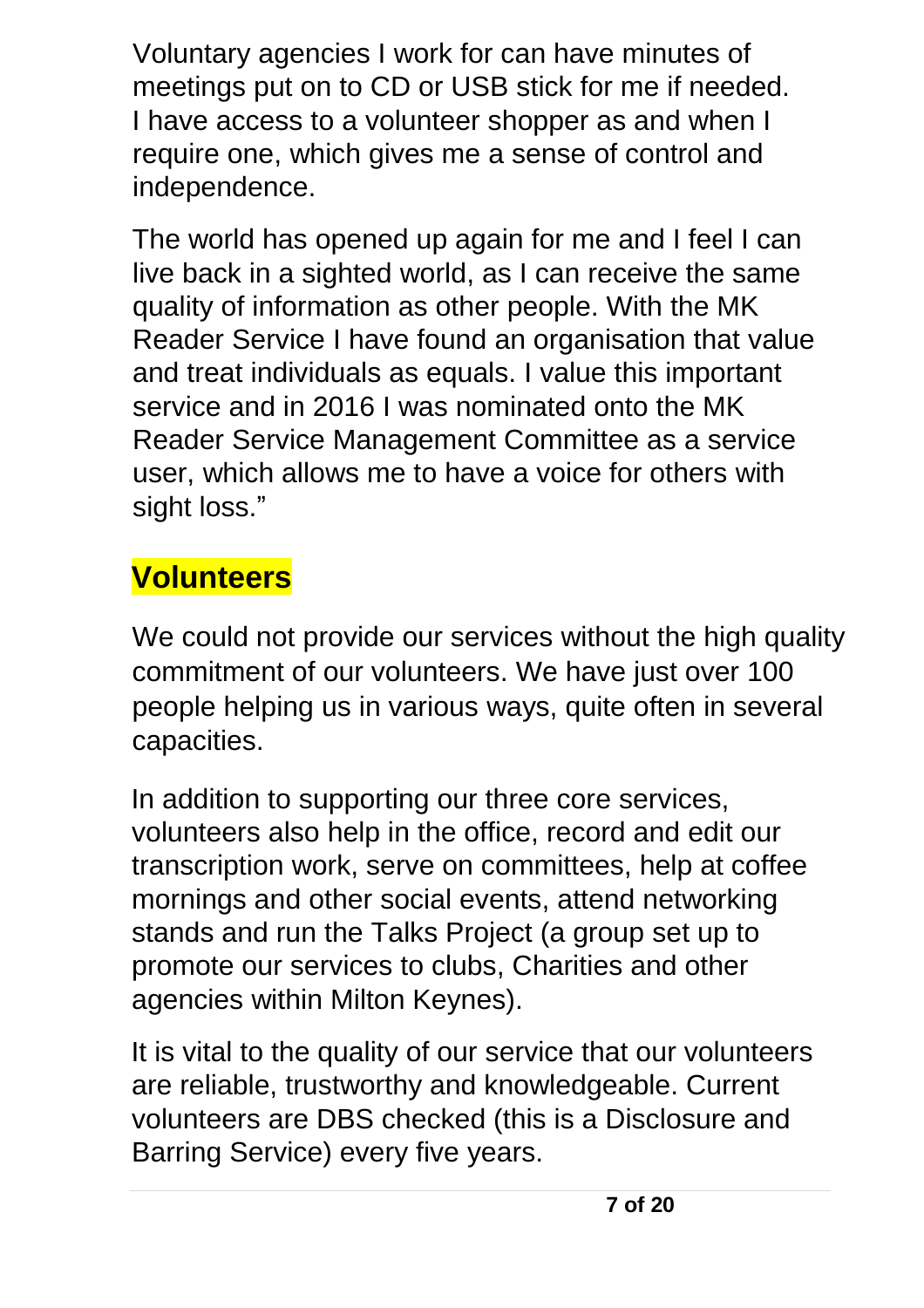Voluntary agencies I work for can have minutes of meetings put on to CD or USB stick for me if needed. I have access to a volunteer shopper as and when I require one, which gives me a sense of control and independence.

The world has opened up again for me and I feel I can live back in a sighted world, as I can receive the same quality of information as other people. With the MK Reader Service I have found an organisation that value and treat individuals as equals. I value this important service and in 2016 I was nominated onto the MK Reader Service Management Committee as a service user, which allows me to have a voice for others with sight loss."

## Volunteers

We could not provide our services without the high quality commitment of our volunteers. We have just over 100 people helping us in various ways, quite often in several capacities.

In addition to supporting our three core services, volunteers also help in the office, record and edit our transcription work, serve on committees, help at coffee mornings and other social events, attend networking stands and run the Talks Project (a group set up to promote our services to clubs, Charities and other agencies within Milton Keynes).

It is vital to the quality of our service that our volunteers are reliable, trustworthy and knowledgeable. Current volunteers are DBS checked (this is a Disclosure and Barring Service) every five years.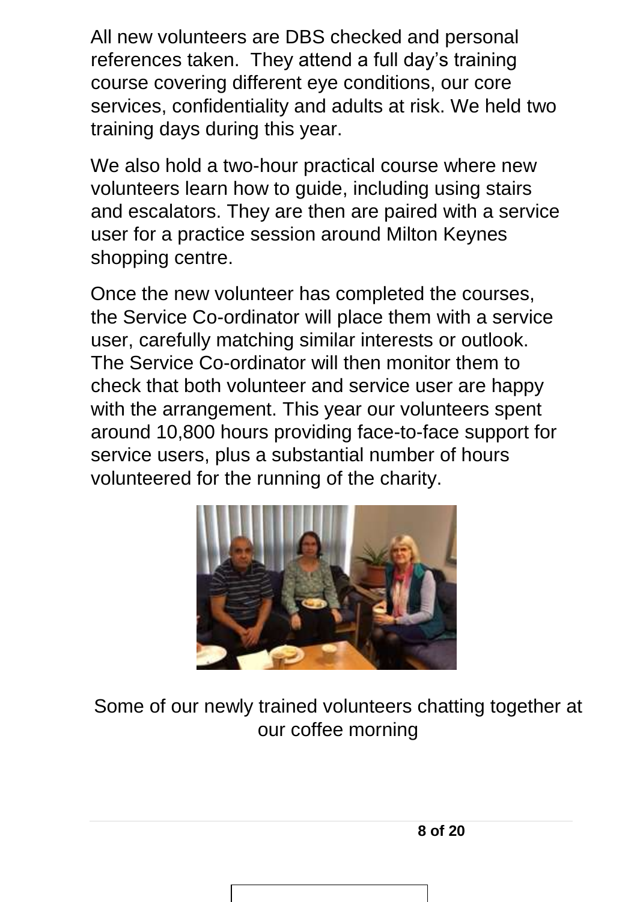All new volunteers are DBS checked and personal references taken.  They attend a full day's training course covering different eye conditions, our core services, confidentiality and adults at risk. We held two training days during this year.

We also hold a two-hour practical course where new volunteers learn how to guide, including using stairs and escalators. They are then are paired with a service user for a practice session around Milton Keynes shopping centre.

Once the new volunteer has completed the courses, the Service Co-ordinator will place them with a service user, carefully matching similar interests or outlook. The Service Co-ordinator will then monitor them to check that both volunteer and service user are happy with the arrangement. This year our volunteers spent around 10,800 hours providing face-to-face support for service users, plus a substantial number of hours volunteered for the running of the charity.

Some of our newly trained volunteers chatting together at our coffee morning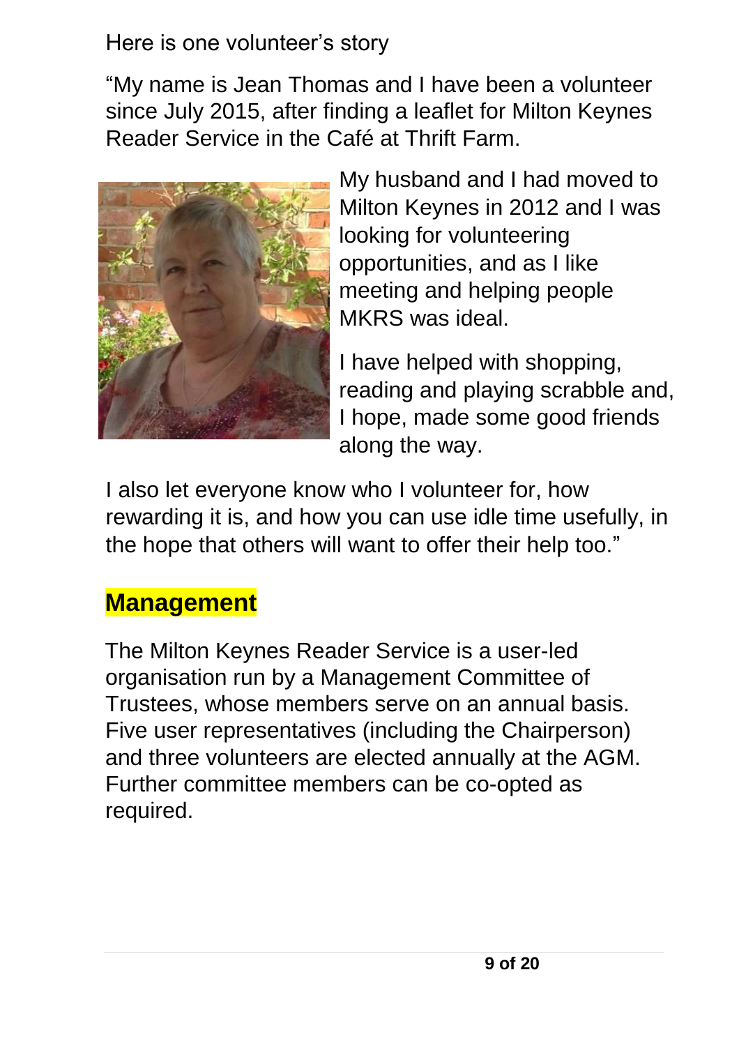Here is one volunteer's story

"My name is Jean Thomas and I have been a volunteer since July 2015, after finding a leaflet for Milton Keynes Reader Service in the Café at Thrift Farm.

My husband and I had moved to Milton Keynes in 2012 and I was looking for volunteering opportunities, and as I like meeting and helping people MKRS was ideal.

I have helped with shopping, reading and playing scrabble and, I hope, made some good friends along the way.

I also let everyone know who I volunteer for, how rewarding it is, and how you can use idle time usefully, in the hope that others will want to offer their help too."

## Management

The Milton Keynes Reader Service is a user-led organisation run by a Management Committee of Trustees, whose members serve on an annual basis. Five user representatives (including the Chairperson) and three volunteers are elected annually at the AGM. Further committee members can be co-opted as required.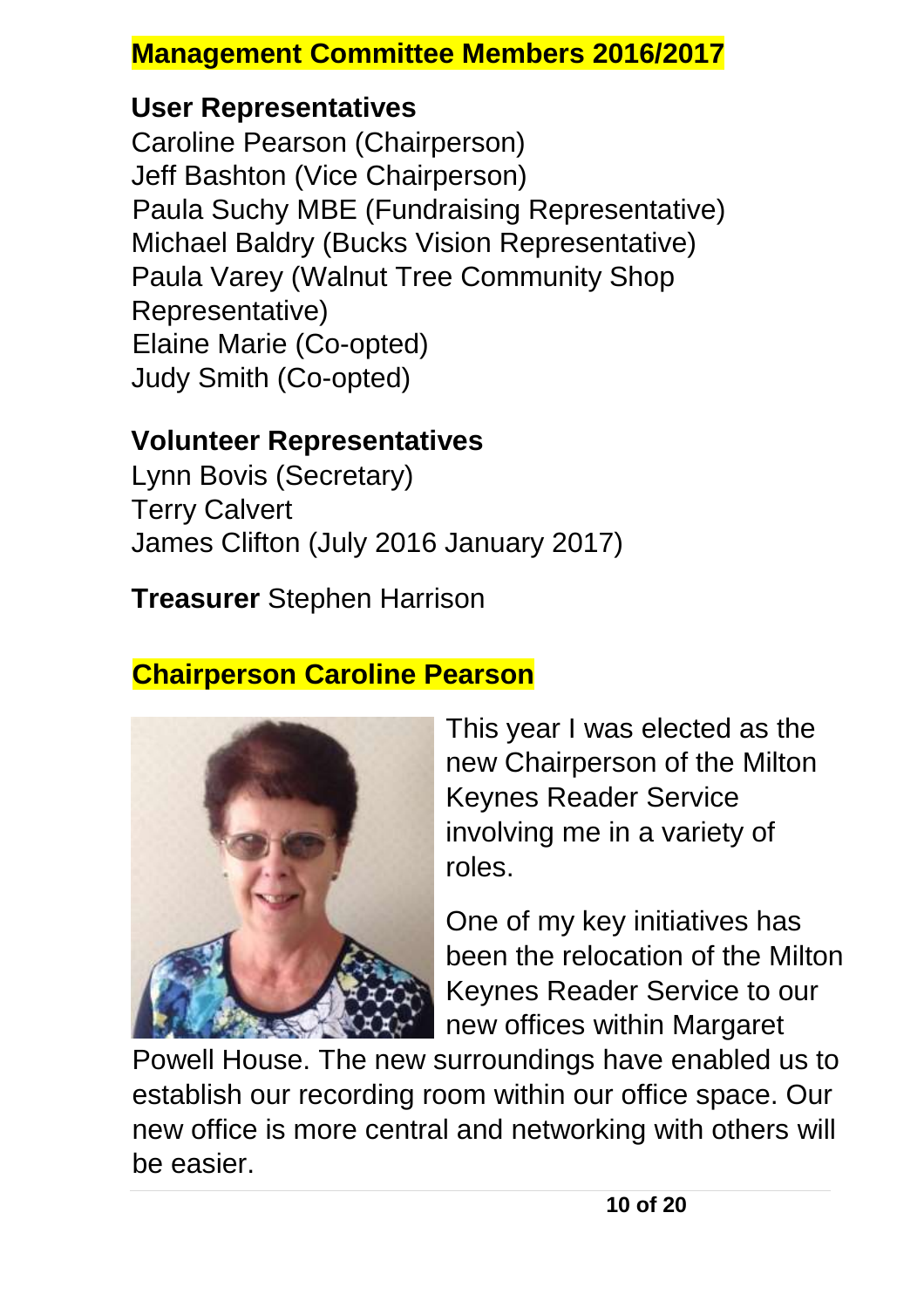## Management Committee Members 2016/2017

### User Representatives

Caroline Pearson (Chairperson)
Jeff Bashton (Vice Chairperson)
Paula Suchy MBE (Fundraising Representative)
Michael Baldry (Bucks Vision Representative)
Paula Varey (Walnut Tree Community Shop Representative)
Elaine Marie (Co-opted)
Judy Smith (Co-opted)

### Volunteer Representatives

Lynn Bovis (Secretary)
Terry Calvert
James Clifton (July 2016 January 2017)

**Treasurer** Stephen Harrison

## Chairperson Caroline Pearson

This year I was elected as the new Chairperson of the Milton Keynes Reader Service involving me in a variety of roles.

One of my key initiatives has been the relocation of the Milton Keynes Reader Service to our new offices within Margaret Powell House. The new surroundings have enabled us to establish our recording room within our office space. Our new office is more central and networking with others will be easier.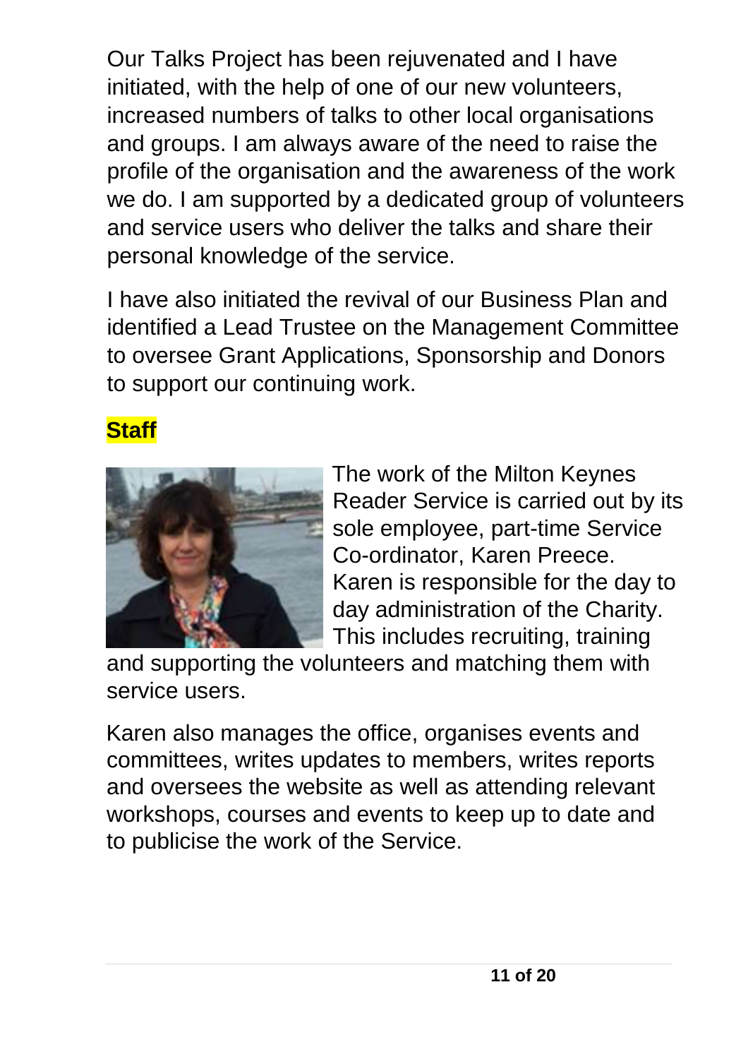Our Talks Project has been rejuvenated and I have initiated, with the help of one of our new volunteers, increased numbers of talks to other local organisations and groups. I am always aware of the need to raise the profile of the organisation and the awareness of the work we do. I am supported by a dedicated group of volunteers and service users who deliver the talks and share their personal knowledge of the service.

I have also initiated the revival of our Business Plan and identified a Lead Trustee on the Management Committee to oversee Grant Applications, Sponsorship and Donors to support our continuing work.

## Staff

The work of the Milton Keynes Reader Service is carried out by its sole employee, part-time Service Co-ordinator, Karen Preece. Karen is responsible for the day to day administration of the Charity. This includes recruiting, training and supporting the volunteers and matching them with service users.

Karen also manages the office, organises events and committees, writes updates to members, writes reports and oversees the website as well as attending relevant workshops, courses and events to keep up to date and to publicise the work of the Service.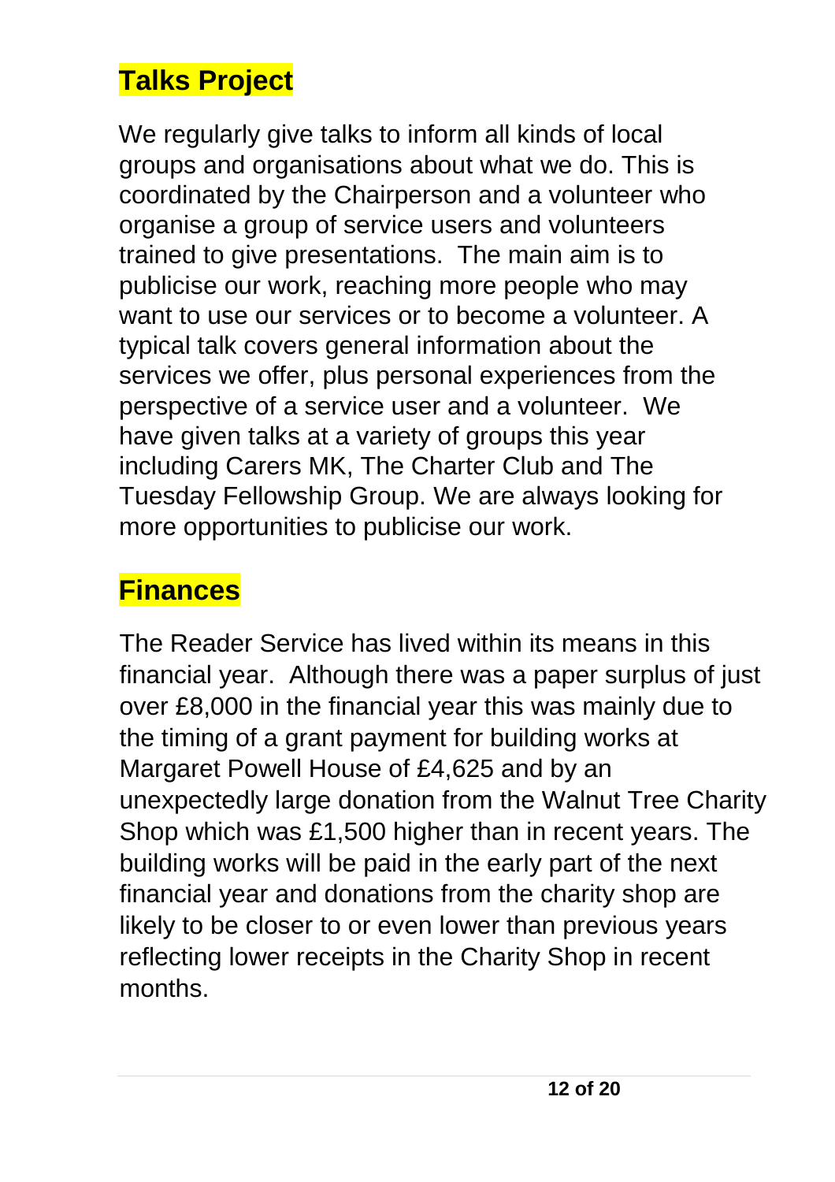## Talks Project

We regularly give talks to inform all kinds of local groups and organisations about what we do. This is coordinated by the Chairperson and a volunteer who organise a group of service users and volunteers trained to give presentations. The main aim is to publicise our work, reaching more people who may want to use our services or to become a volunteer. A typical talk covers general information about the services we offer, plus personal experiences from the perspective of a service user and a volunteer. We have given talks at a variety of groups this year including Carers MK, The Charter Club and The Tuesday Fellowship Group. We are always looking for more opportunities to publicise our work.

## Finances

The Reader Service has lived within its means in this financial year. Although there was a paper surplus of just over £8,000 in the financial year this was mainly due to the timing of a grant payment for building works at Margaret Powell House of £4,625 and by an unexpectedly large donation from the Walnut Tree Charity Shop which was £1,500 higher than in recent years. The building works will be paid in the early part of the next financial year and donations from the charity shop are likely to be closer to or even lower than previous years reflecting lower receipts in the Charity Shop in recent months.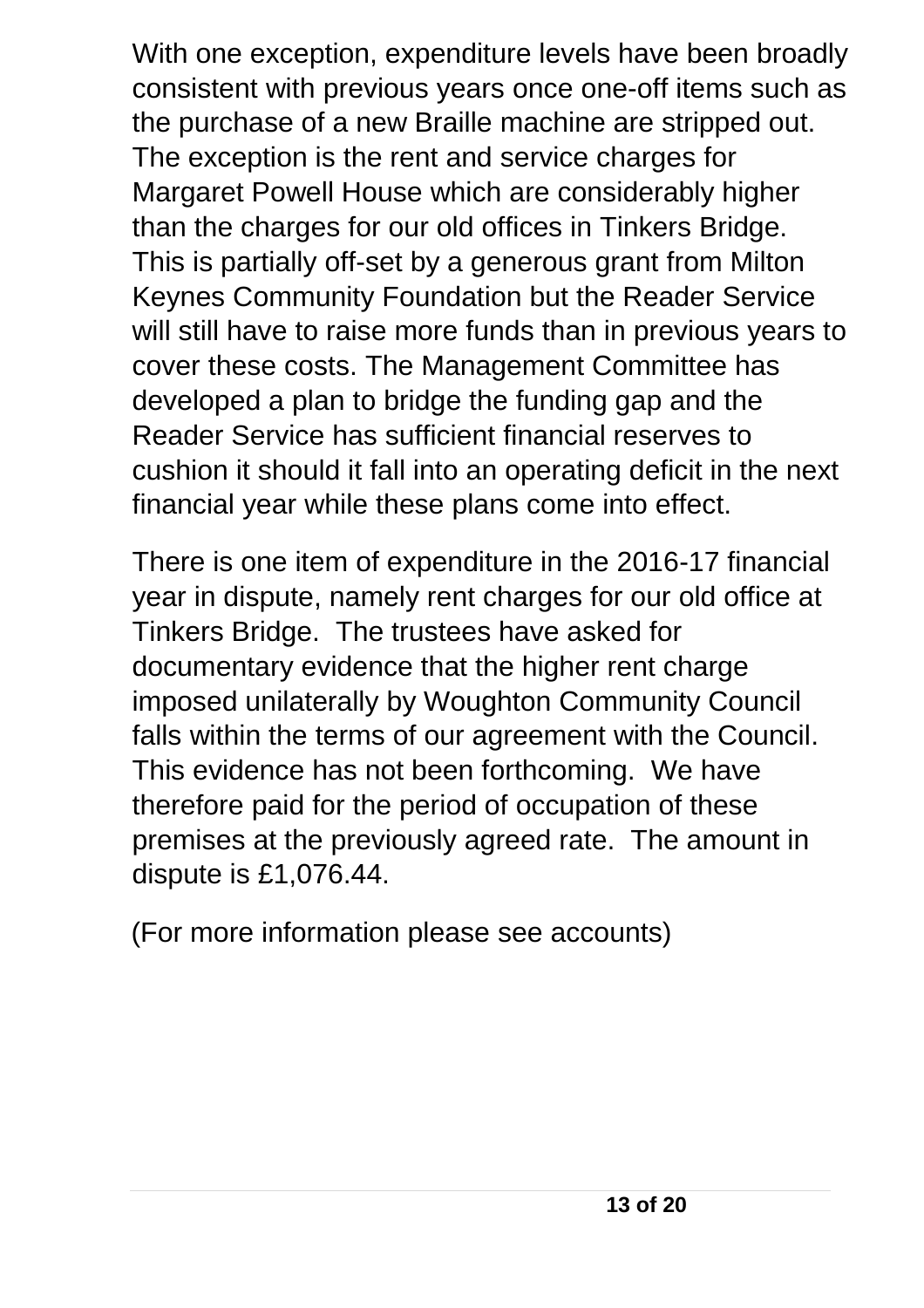With one exception, expenditure levels have been broadly consistent with previous years once one-off items such as the purchase of a new Braille machine are stripped out. The exception is the rent and service charges for Margaret Powell House which are considerably higher than the charges for our old offices in Tinkers Bridge. This is partially off-set by a generous grant from Milton Keynes Community Foundation but the Reader Service will still have to raise more funds than in previous years to cover these costs. The Management Committee has developed a plan to bridge the funding gap and the Reader Service has sufficient financial reserves to cushion it should it fall into an operating deficit in the next financial year while these plans come into effect.

There is one item of expenditure in the 2016-17 financial year in dispute, namely rent charges for our old office at Tinkers Bridge. The trustees have asked for documentary evidence that the higher rent charge imposed unilaterally by Woughton Community Council falls within the terms of our agreement with the Council. This evidence has not been forthcoming. We have therefore paid for the period of occupation of these premises at the previously agreed rate. The amount in dispute is £1,076.44.

(For more information please see accounts)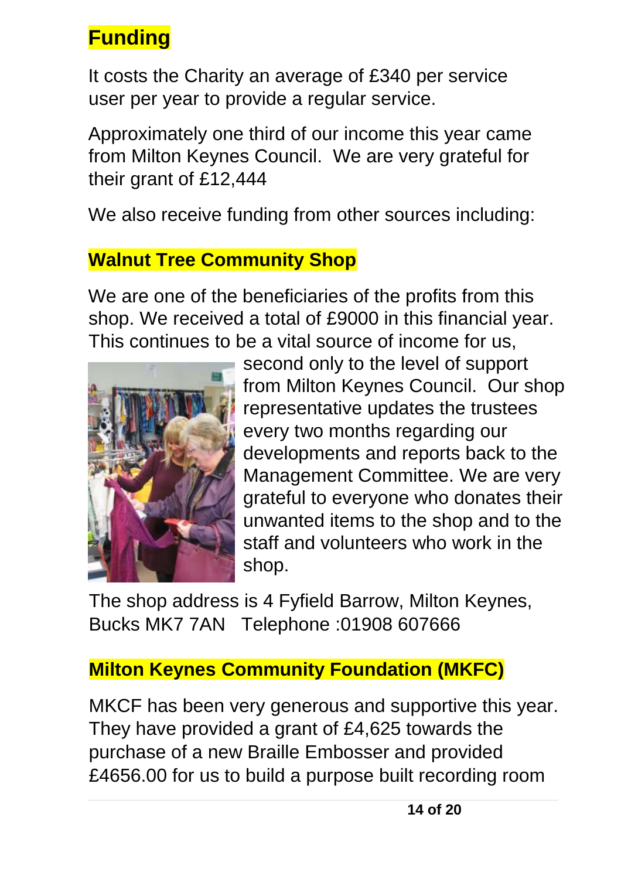## Funding

It costs the Charity an average of £340 per service user per year to provide a regular service.

Approximately one third of our income this year came from Milton Keynes Council. We are very grateful for their grant of £12,444

We also receive funding from other sources including:

### Walnut Tree Community Shop

We are one of the beneficiaries of the profits from this shop. We received a total of £9000 in this financial year. This continues to be a vital source of income for us, second only to the level of support from Milton Keynes Council. Our shop representative updates the trustees every two months regarding our developments and reports back to the Management Committee. We are very grateful to everyone who donates their unwanted items to the shop and to the staff and volunteers who work in the shop.

The shop address is 4 Fyfield Barrow, Milton Keynes, Bucks MK7 7AN Telephone :01908 607666

### Milton Keynes Community Foundation (MKFC)

MKCF has been very generous and supportive this year. They have provided a grant of £4,625 towards the purchase of a new Braille Embosser and provided £4656.00 for us to build a purpose built recording room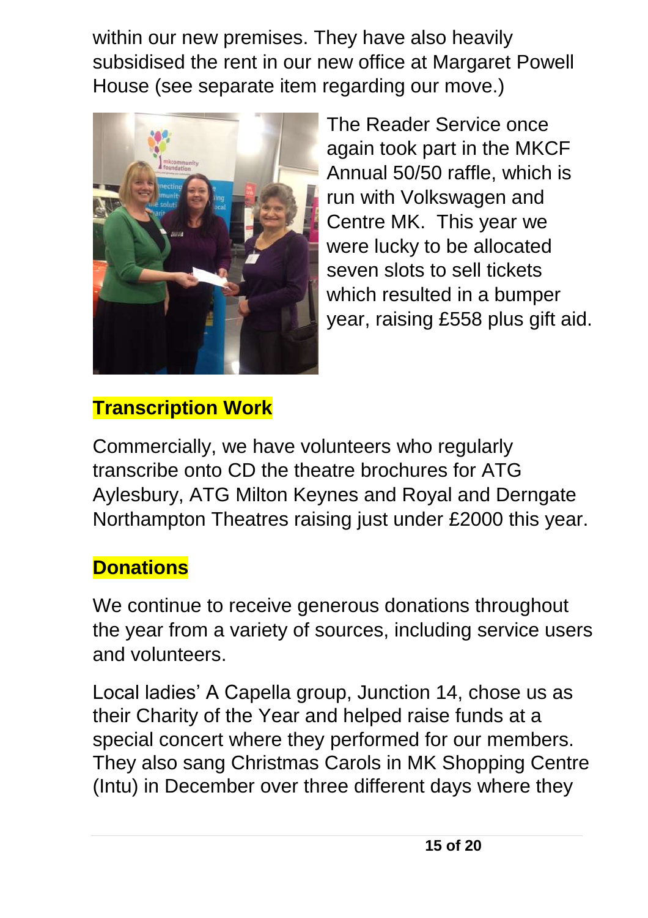within our new premises. They have also heavily subsidised the rent in our new office at Margaret Powell House (see separate item regarding our move.)

The Reader Service once again took part in the MKCF Annual 50/50 raffle, which is run with Volkswagen and Centre MK. This year we were lucky to be allocated seven slots to sell tickets which resulted in a bumper year, raising £558 plus gift aid.

## Transcription Work

Commercially, we have volunteers who regularly transcribe onto CD the theatre brochures for ATG Aylesbury, ATG Milton Keynes and Royal and Derngate Northampton Theatres raising just under £2000 this year.

## Donations

We continue to receive generous donations throughout the year from a variety of sources, including service users and volunteers.

Local ladies' A Capella group, Junction 14, chose us as their Charity of the Year and helped raise funds at a special concert where they performed for our members. They also sang Christmas Carols in MK Shopping Centre (Intu) in December over three different days where they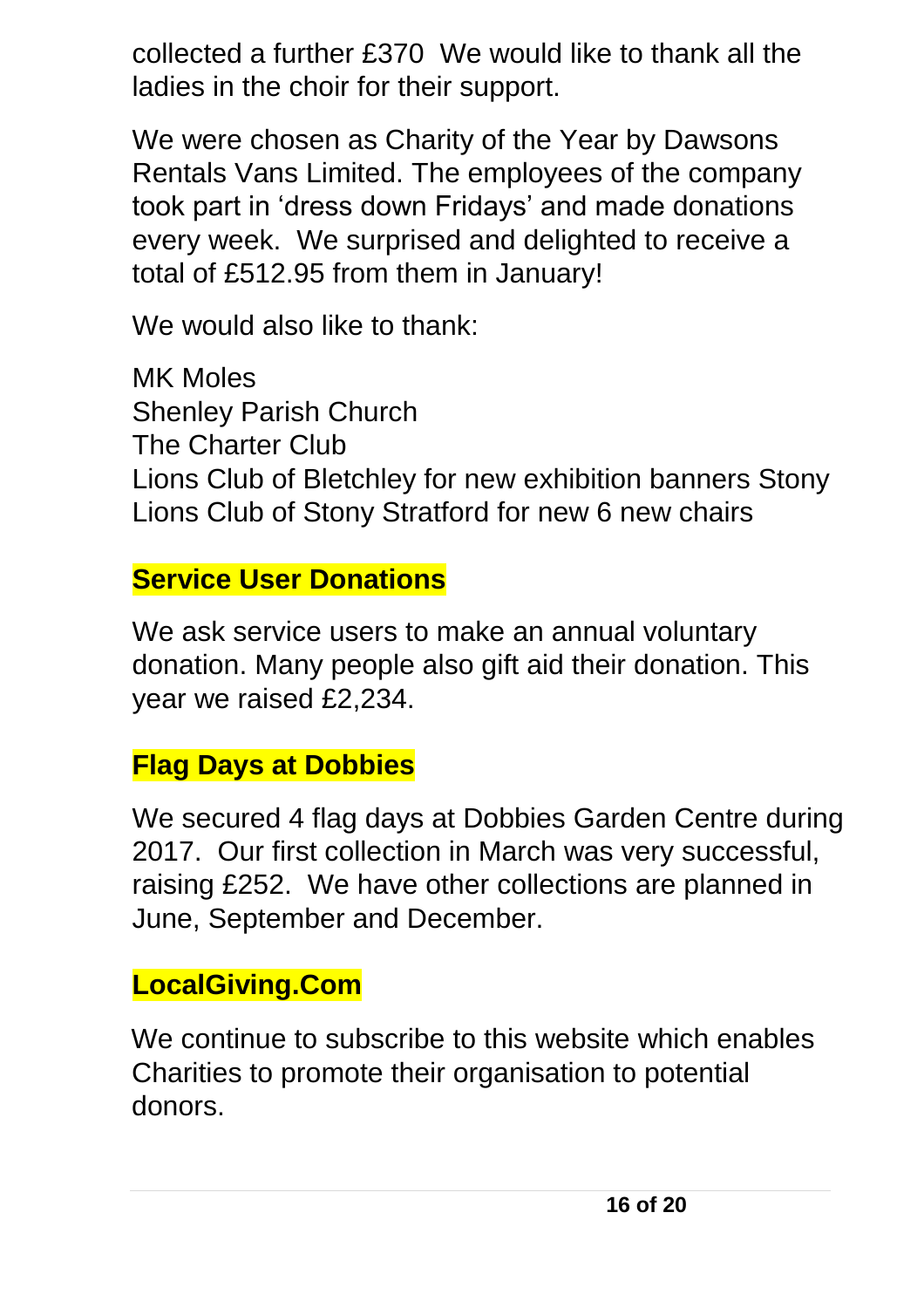collected a further £370  We would like to thank all the ladies in the choir for their support.

We were chosen as Charity of the Year by Dawsons Rentals Vans Limited. The employees of the company took part in 'dress down Fridays' and made donations every week.  We surprised and delighted to receive a total of £512.95 from them in January!

We would also like to thank:

MK Moles  
Shenley Parish Church  
The Charter Club  
Lions Club of Bletchley for new exhibition banners Stony  
Lions Club of Stony Stratford for new 6 new chairs

## Service User Donations

We ask service users to make an annual voluntary donation. Many people also gift aid their donation. This year we raised £2,234.

## Flag Days at Dobbies

We secured 4 flag days at Dobbies Garden Centre during 2017.  Our first collection in March was very successful, raising £252.  We have other collections are planned in June, September and December.

## LocalGiving.Com

We continue to subscribe to this website which enables Charities to promote their organisation to potential donors.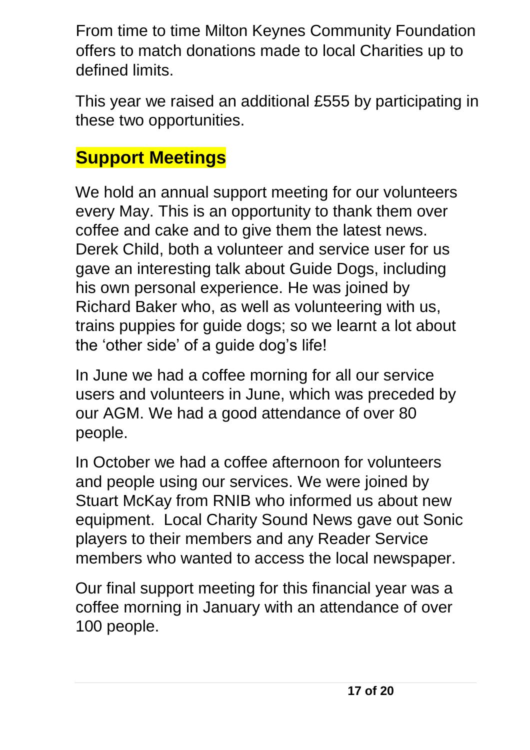From time to time Milton Keynes Community Foundation offers to match donations made to local Charities up to defined limits.

This year we raised an additional £555 by participating in these two opportunities.

## Support Meetings

We hold an annual support meeting for our volunteers every May. This is an opportunity to thank them over coffee and cake and to give them the latest news. Derek Child, both a volunteer and service user for us gave an interesting talk about Guide Dogs, including his own personal experience. He was joined by Richard Baker who, as well as volunteering with us, trains puppies for guide dogs; so we learnt a lot about the 'other side' of a guide dog's life!

In June we had a coffee morning for all our service users and volunteers in June, which was preceded by our AGM. We had a good attendance of over 80 people.

In October we had a coffee afternoon for volunteers and people using our services. We were joined by Stuart McKay from RNIB who informed us about new equipment. Local Charity Sound News gave out Sonic players to their members and any Reader Service members who wanted to access the local newspaper.

Our final support meeting for this financial year was a coffee morning in January with an attendance of over 100 people.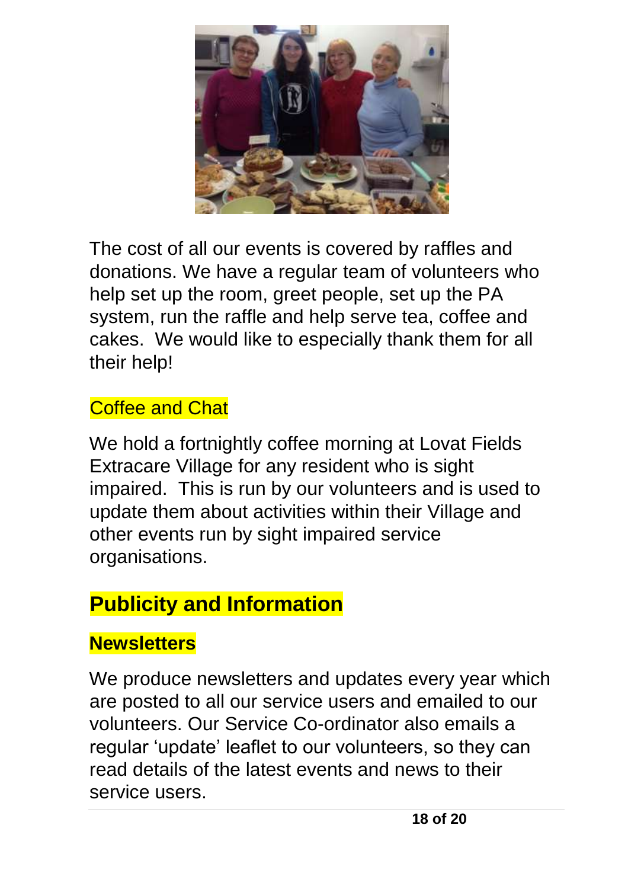The cost of all our events is covered by raffles and donations. We have a regular team of volunteers who help set up the room, greet people, set up the PA system, run the raffle and help serve tea, coffee and cakes. We would like to especially thank them for all their help!

### Coffee and Chat

We hold a fortnightly coffee morning at Lovat Fields Extracare Village for any resident who is sight impaired. This is run by our volunteers and is used to update them about activities within their Village and other events run by sight impaired service organisations.

## Publicity and Information

### Newsletters

We produce newsletters and updates every year which are posted to all our service users and emailed to our volunteers. Our Service Co-ordinator also emails a regular 'update' leaflet to our volunteers, so they can read details of the latest events and news to their service users.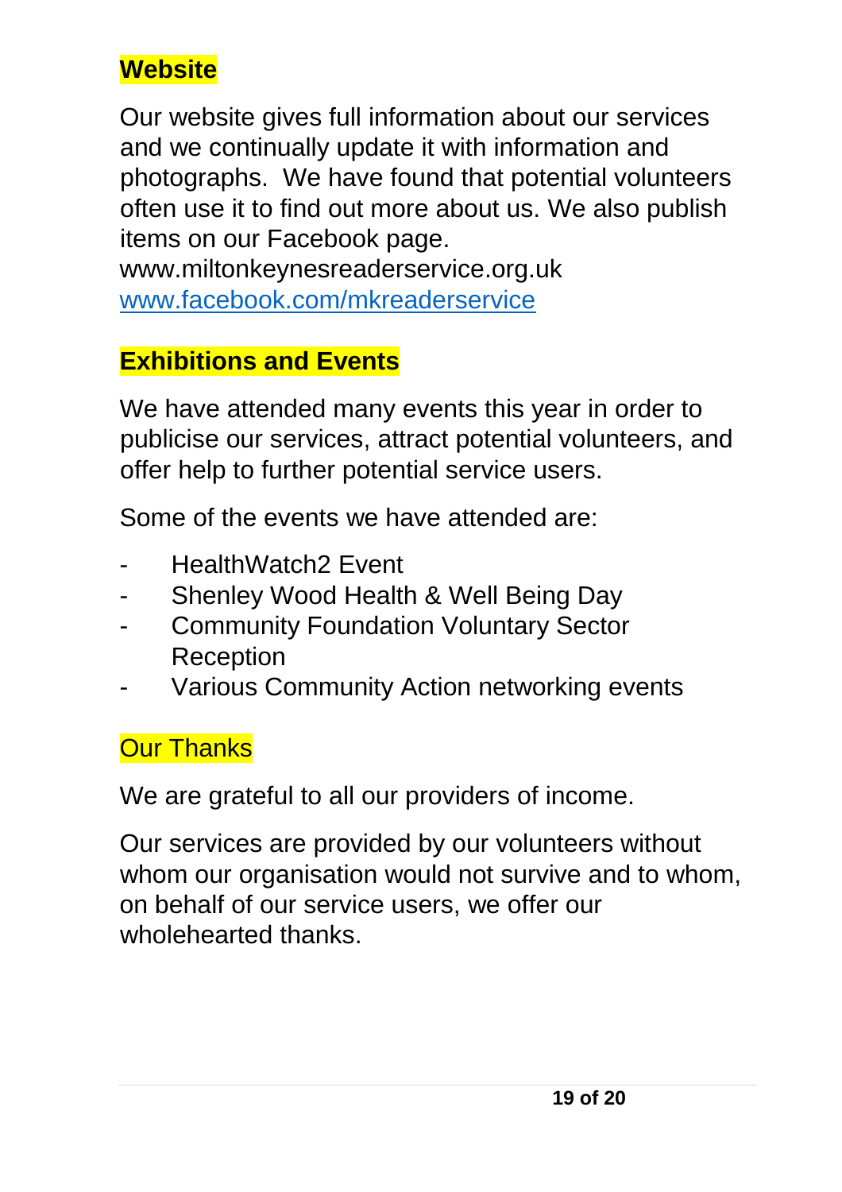## Website

Our website gives full information about our services and we continually update it with information and photographs. We have found that potential volunteers often use it to find out more about us. We also publish items on our Facebook page.
www.miltonkeynesreaderservice.org.uk
www.facebook.com/mkreaderservice

## Exhibitions and Events

We have attended many events this year in order to publicise our services, attract potential volunteers, and offer help to further potential service users.

Some of the events we have attended are:

- HealthWatch2 Event
- Shenley Wood Health & Well Being Day
- Community Foundation Voluntary Sector Reception
- Various Community Action networking events

## Our Thanks

We are grateful to all our providers of income.

Our services are provided by our volunteers without whom our organisation would not survive and to whom, on behalf of our service users, we offer our wholehearted thanks.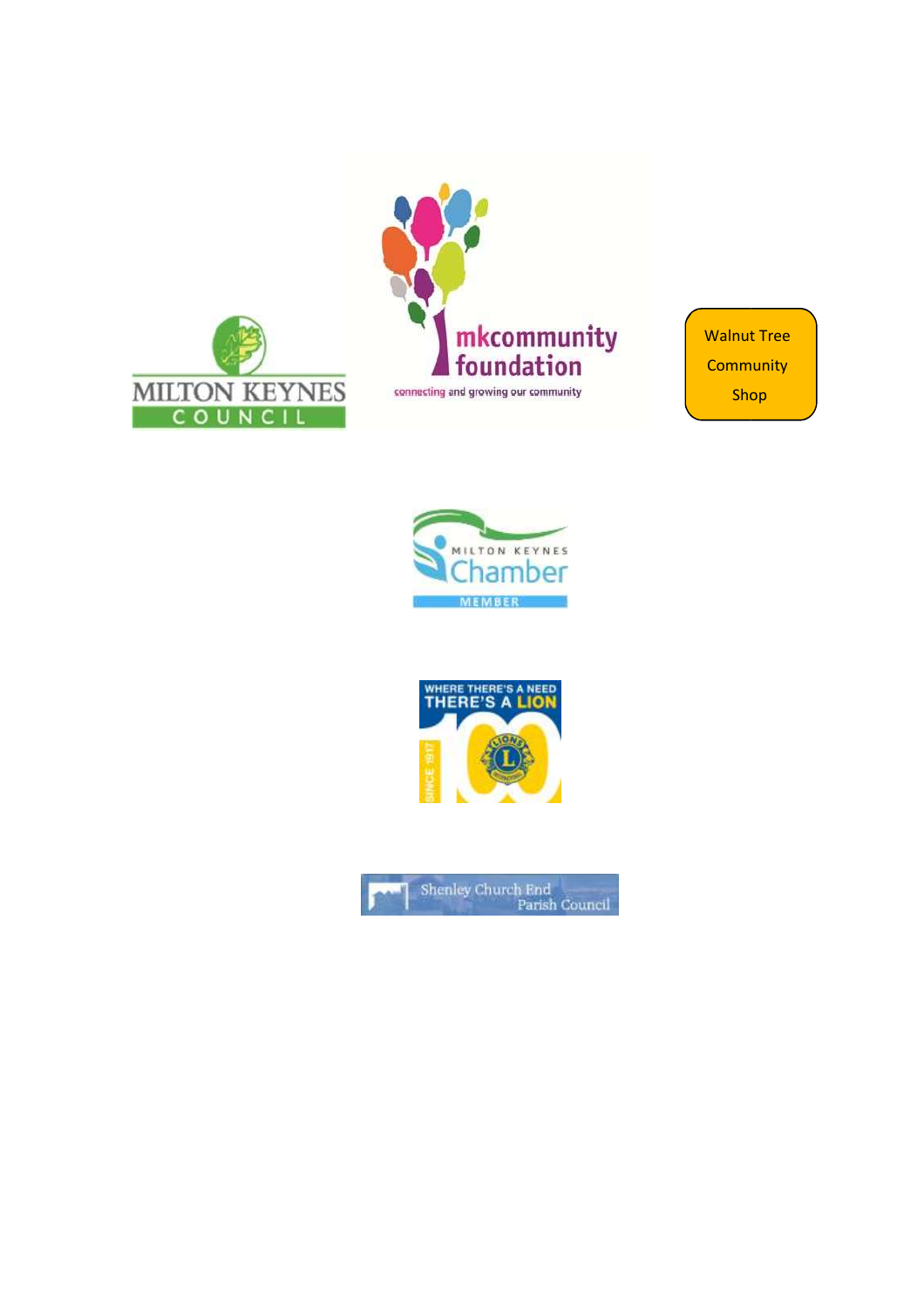MILTON KEYNES COUNCIL

mkcommunity foundation

connecting and growing our community

Walnut Tree Community Shop

MILTON KEYNES Chamber MEMBER

WHERE THERE'S A NEED THERE'S A LION

SINCE 1917

Shenley Church End Parish Council